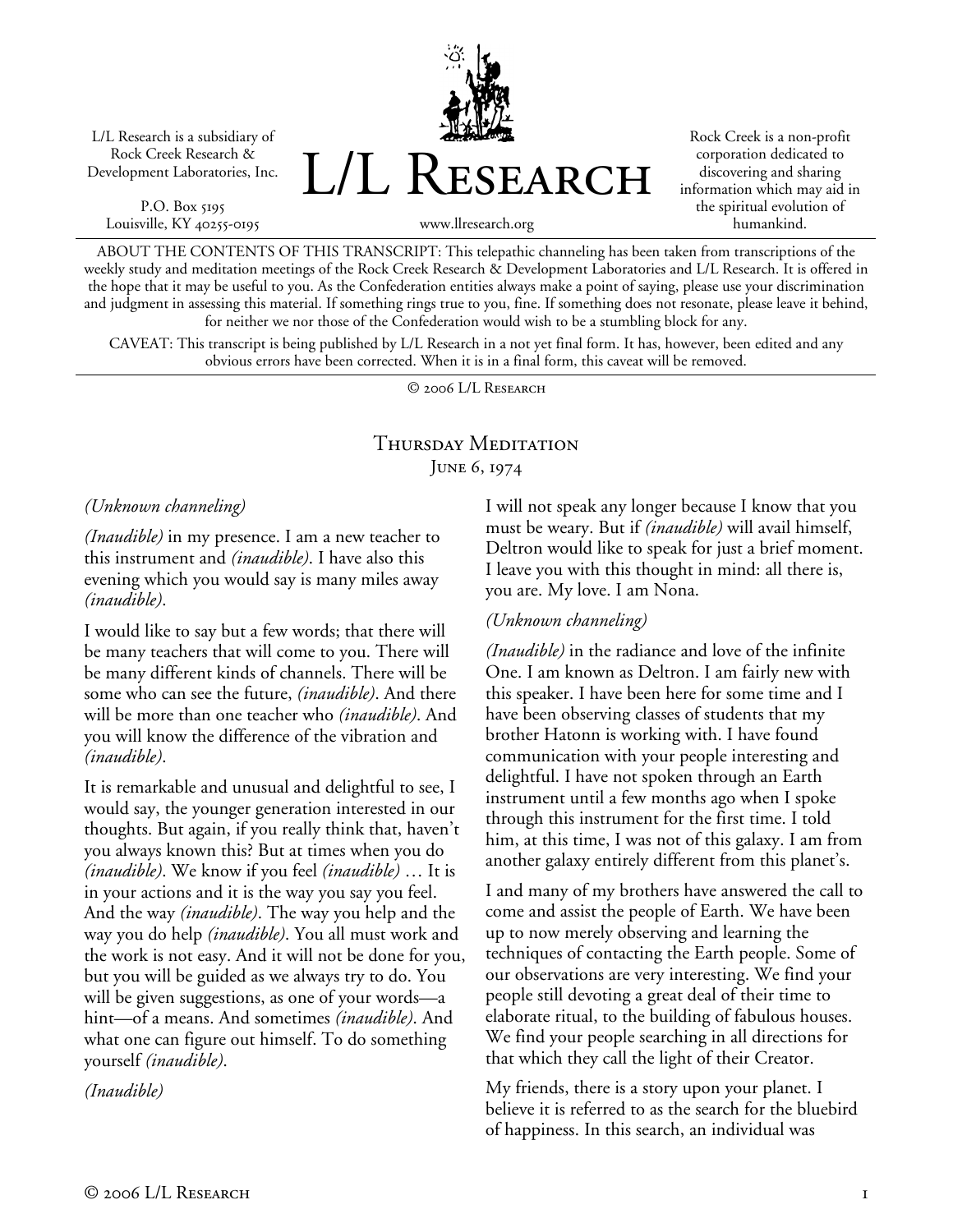L/L Research is a subsidiary of Rock Creek Research & Development Laboratories, Inc.

P.O. Box 5195
Louisville, KY 40255-0195

# L/L Research

www.llresearch.org

Rock Creek is a non-profit corporation dedicated to discovering and sharing information which may aid in the spiritual evolution of humankind.

ABOUT THE CONTENTS OF THIS TRANSCRIPT: This telepathic channeling has been taken from transcriptions of the weekly study and meditation meetings of the Rock Creek Research & Development Laboratories and L/L Research. It is offered in the hope that it may be useful to you. As the Confederation entities always make a point of saying, please use your discrimination and judgment in assessing this material. If something rings true to you, fine. If something does not resonate, please leave it behind, for neither we nor those of the Confederation would wish to be a stumbling block for any.

CAVEAT: This transcript is being published by L/L Research in a not yet final form. It has, however, been edited and any obvious errors have been corrected. When it is in a final form, this caveat will be removed.

© 2006 L/L Research

## Thursday Meditation
### June 6, 1974

*(Unknown channeling)*

*(Inaudible)* in my presence. I am a new teacher to this instrument and *(inaudible)*. I have also this evening which you would say is many miles away *(inaudible)*.

I would like to say but a few words; that there will be many teachers that will come to you. There will be many different kinds of channels. There will be some who can see the future, *(inaudible)*. And there will be more than one teacher who *(inaudible)*. And you will know the difference of the vibration and *(inaudible)*.

It is remarkable and unusual and delightful to see, I would say, the younger generation interested in our thoughts. But again, if you really think that, haven't you always known this? But at times when you do *(inaudible)*. We know if you feel *(inaudible)* … It is in your actions and it is the way you say you feel. And the way *(inaudible)*. The way you help and the way you do help *(inaudible)*. You all must work and the work is not easy. And it will not be done for you, but you will be guided as we always try to do. You will be given suggestions, as one of your words—a hint—of a means. And sometimes *(inaudible)*. And what one can figure out himself. To do something yourself *(inaudible)*.

*(Inaudible)*

I will not speak any longer because I know that you must be weary. But if *(inaudible)* will avail himself, Deltron would like to speak for just a brief moment. I leave you with this thought in mind: all there is, you are. My love. I am Nona.

*(Unknown channeling)*

*(Inaudible)* in the radiance and love of the infinite One. I am known as Deltron. I am fairly new with this speaker. I have been here for some time and I have been observing classes of students that my brother Hatonn is working with. I have found communication with your people interesting and delightful. I have not spoken through an Earth instrument until a few months ago when I spoke through this instrument for the first time. I told him, at this time, I was not of this galaxy. I am from another galaxy entirely different from this planet's.

I and many of my brothers have answered the call to come and assist the people of Earth. We have been up to now merely observing and learning the techniques of contacting the Earth people. Some of our observations are very interesting. We find your people still devoting a great deal of their time to elaborate ritual, to the building of fabulous houses. We find your people searching in all directions for that which they call the light of their Creator.

My friends, there is a story upon your planet. I believe it is referred to as the search for the bluebird of happiness. In this search, an individual was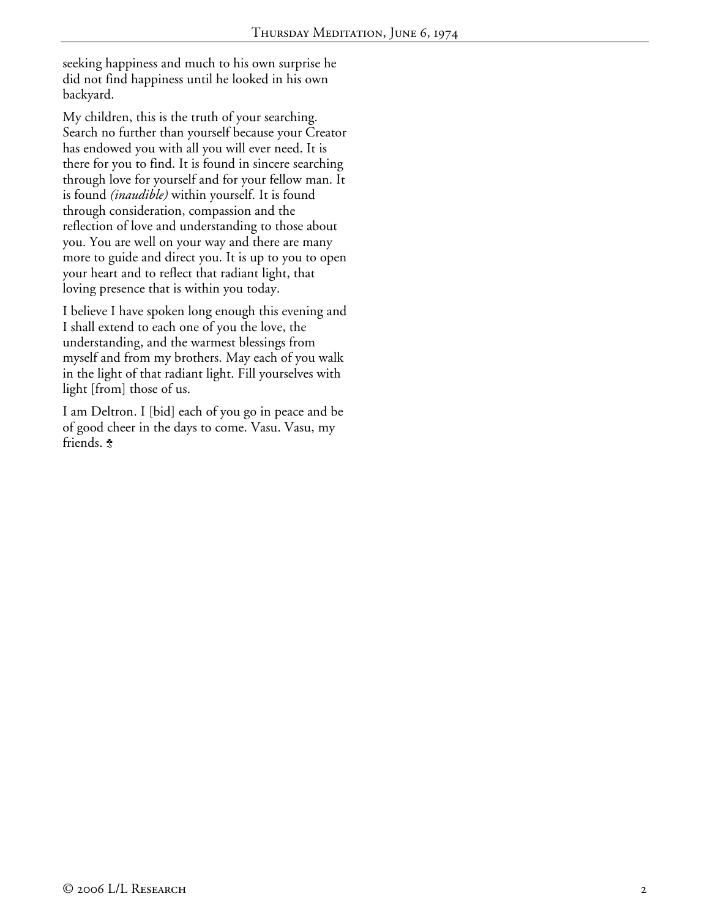seeking happiness and much to his own surprise he did not find happiness until he looked in his own backyard.

My children, this is the truth of your searching. Search no further than yourself because your Creator has endowed you with all you will ever need. It is there for you to find. It is found in sincere searching through love for yourself and for your fellow man. It is found *(inaudible)* within yourself. It is found through consideration, compassion and the reflection of love and understanding to those about you. You are well on your way and there are many more to guide and direct you. It is up to you to open your heart and to reflect that radiant light, that loving presence that is within you today.

I believe I have spoken long enough this evening and I shall extend to each one of you the love, the understanding, and the warmest blessings from myself and from my brothers. May each of you walk in the light of that radiant light. Fill yourselves with light [from] those of us.

I am Deltron. I [bid] each of you go in peace and be of good cheer in the days to come. Vasu. Vasu, my friends.